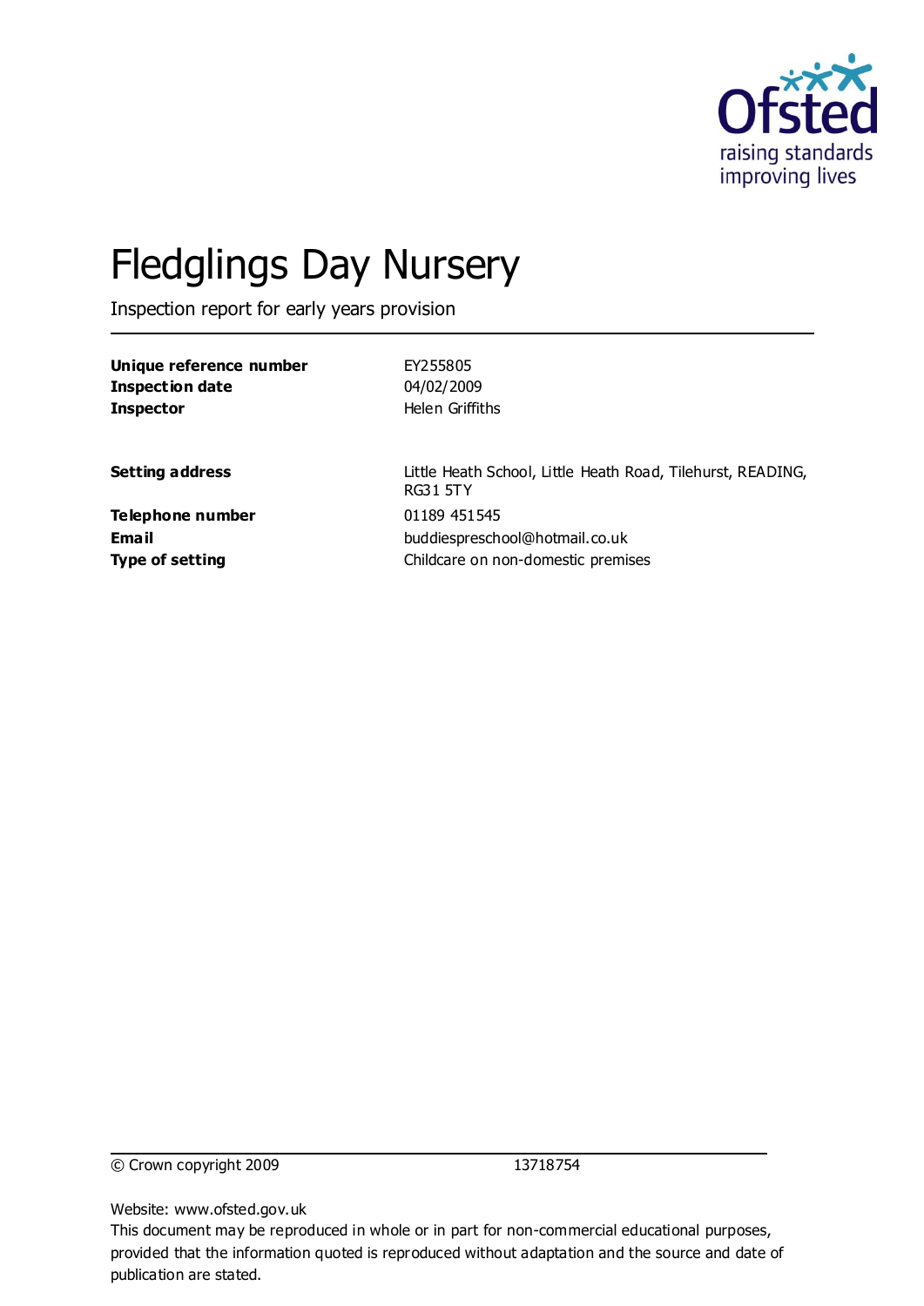# Fledglings Day Nursery

Inspection report for early years provision

| | |
|---|---|
| **Unique reference number** | EY255805 |
| **Inspection date** | 04/02/2009 |
| **Inspector** | Helen Griffiths |

| | |
|---|---|
| **Setting address** | Little Heath School, Little Heath Road, Tilehurst, READING, RG31 5TY |
| **Telephone number** | 01189 451545 |
| **Email** | buddiespreschool@hotmail.co.uk |
| **Type of setting** | Childcare on non-domestic premises |

© Crown copyright 2009 13718754

Website: www.ofsted.gov.uk

This document may be reproduced in whole or in part for non-commercial educational purposes, provided that the information quoted is reproduced without adaptation and the source and date of publication are stated.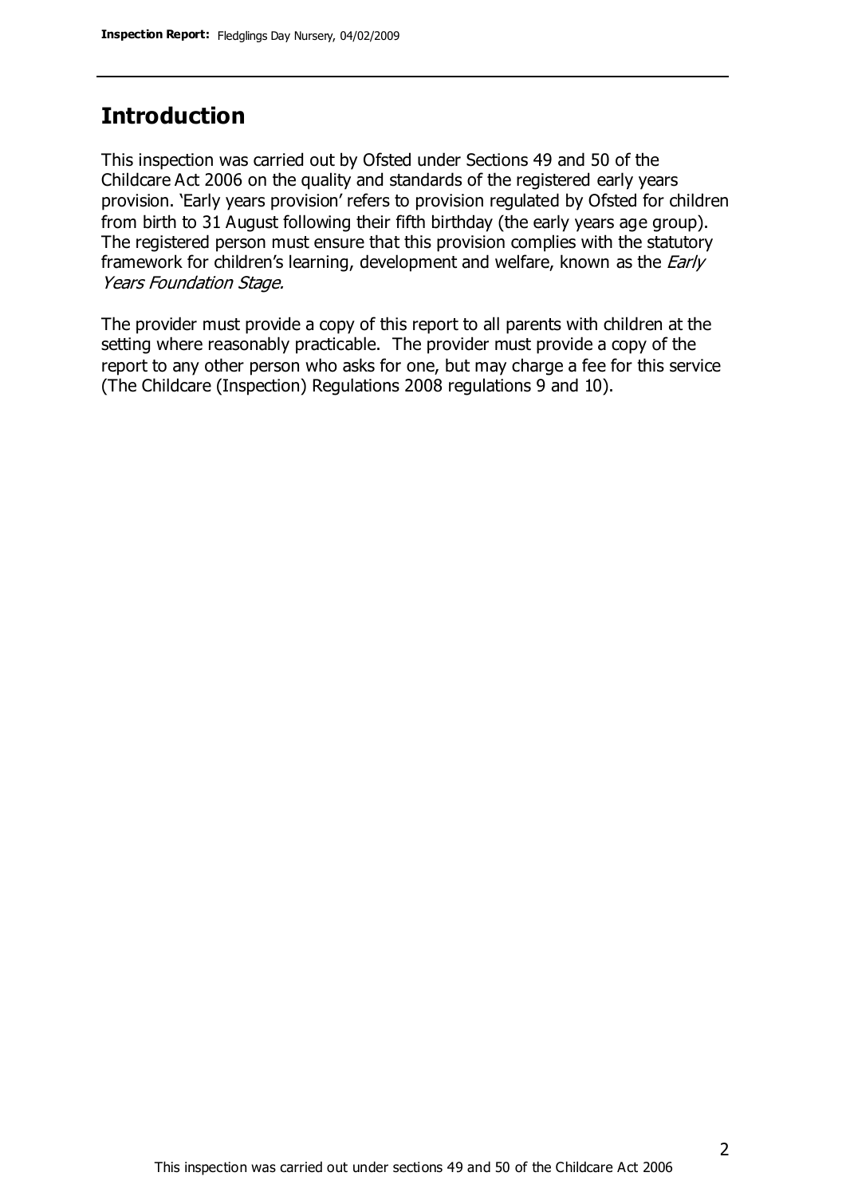## Introduction

This inspection was carried out by Ofsted under Sections 49 and 50 of the Childcare Act 2006 on the quality and standards of the registered early years provision. 'Early years provision' refers to provision regulated by Ofsted for children from birth to 31 August following their fifth birthday (the early years age group). The registered person must ensure that this provision complies with the statutory framework for children's learning, development and welfare, known as the *Early Years Foundation Stage.*

The provider must provide a copy of this report to all parents with children at the setting where reasonably practicable. The provider must provide a copy of the report to any other person who asks for one, but may charge a fee for this service (The Childcare (Inspection) Regulations 2008 regulations 9 and 10).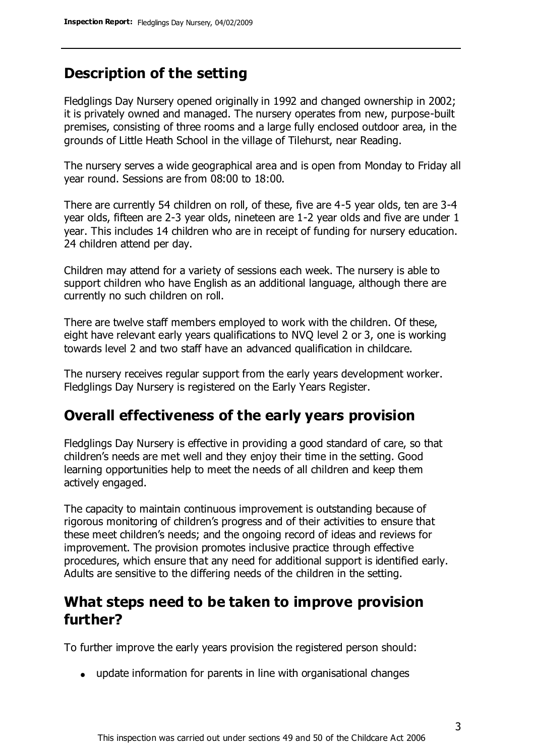## Description of the setting

Fledglings Day Nursery opened originally in 1992 and changed ownership in 2002; it is privately owned and managed. The nursery operates from new, purpose-built premises, consisting of three rooms and a large fully enclosed outdoor area, in the grounds of Little Heath School in the village of Tilehurst, near Reading.

The nursery serves a wide geographical area and is open from Monday to Friday all year round. Sessions are from 08:00 to 18:00.

There are currently 54 children on roll, of these, five are 4-5 year olds, ten are 3-4 year olds, fifteen are 2-3 year olds, nineteen are 1-2 year olds and five are under 1 year. This includes 14 children who are in receipt of funding for nursery education. 24 children attend per day.

Children may attend for a variety of sessions each week. The nursery is able to support children who have English as an additional language, although there are currently no such children on roll.

There are twelve staff members employed to work with the children. Of these, eight have relevant early years qualifications to NVQ level 2 or 3, one is working towards level 2 and two staff have an advanced qualification in childcare.

The nursery receives regular support from the early years development worker. Fledglings Day Nursery is registered on the Early Years Register.

## Overall effectiveness of the early years provision

Fledglings Day Nursery is effective in providing a good standard of care, so that children's needs are met well and they enjoy their time in the setting. Good learning opportunities help to meet the needs of all children and keep them actively engaged.

The capacity to maintain continuous improvement is outstanding because of rigorous monitoring of children's progress and of their activities to ensure that these meet children's needs; and the ongoing record of ideas and reviews for improvement. The provision promotes inclusive practice through effective procedures, which ensure that any need for additional support is identified early. Adults are sensitive to the differing needs of the children in the setting.

## What steps need to be taken to improve provision further?

To further improve the early years provision the registered person should:

- update information for parents in line with organisational changes

This inspection was carried out under sections 49 and 50 of the Childcare Act 2006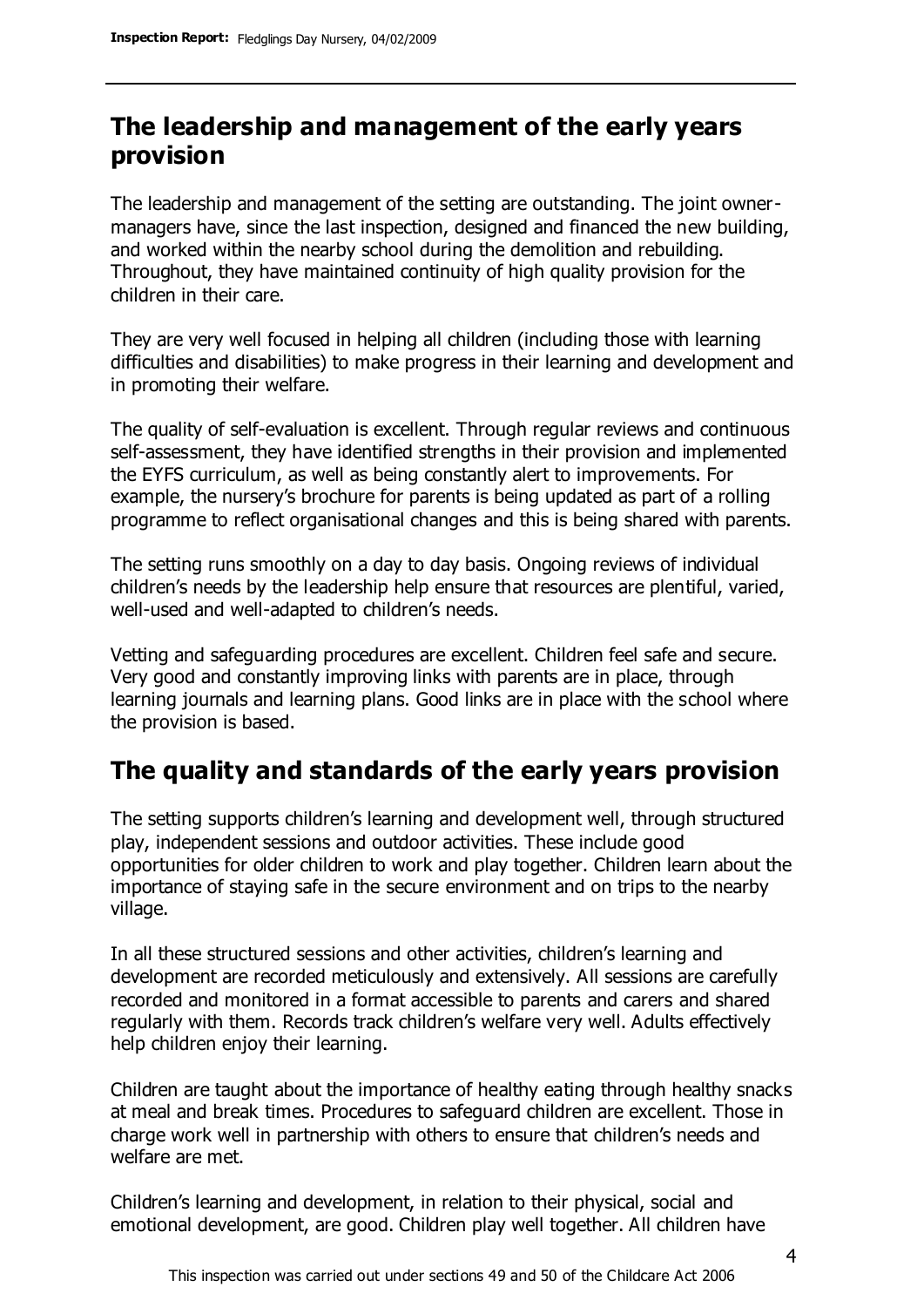## The leadership and management of the early years provision

The leadership and management of the setting are outstanding. The joint owner-managers have, since the last inspection, designed and financed the new building, and worked within the nearby school during the demolition and rebuilding. Throughout, they have maintained continuity of high quality provision for the children in their care.

They are very well focused in helping all children (including those with learning difficulties and disabilities) to make progress in their learning and development and in promoting their welfare.

The quality of self-evaluation is excellent. Through regular reviews and continuous self-assessment, they have identified strengths in their provision and implemented the EYFS curriculum, as well as being constantly alert to improvements. For example, the nursery's brochure for parents is being updated as part of a rolling programme to reflect organisational changes and this is being shared with parents.

The setting runs smoothly on a day to day basis. Ongoing reviews of individual children's needs by the leadership help ensure that resources are plentiful, varied, well-used and well-adapted to children's needs.

Vetting and safeguarding procedures are excellent. Children feel safe and secure. Very good and constantly improving links with parents are in place, through learning journals and learning plans. Good links are in place with the school where the provision is based.

## The quality and standards of the early years provision

The setting supports children's learning and development well, through structured play, independent sessions and outdoor activities. These include good opportunities for older children to work and play together. Children learn about the importance of staying safe in the secure environment and on trips to the nearby village.

In all these structured sessions and other activities, children's learning and development are recorded meticulously and extensively. All sessions are carefully recorded and monitored in a format accessible to parents and carers and shared regularly with them. Records track children's welfare very well. Adults effectively help children enjoy their learning.

Children are taught about the importance of healthy eating through healthy snacks at meal and break times. Procedures to safeguard children are excellent. Those in charge work well in partnership with others to ensure that children's needs and welfare are met.

Children's learning and development, in relation to their physical, social and emotional development, are good. Children play well together. All children have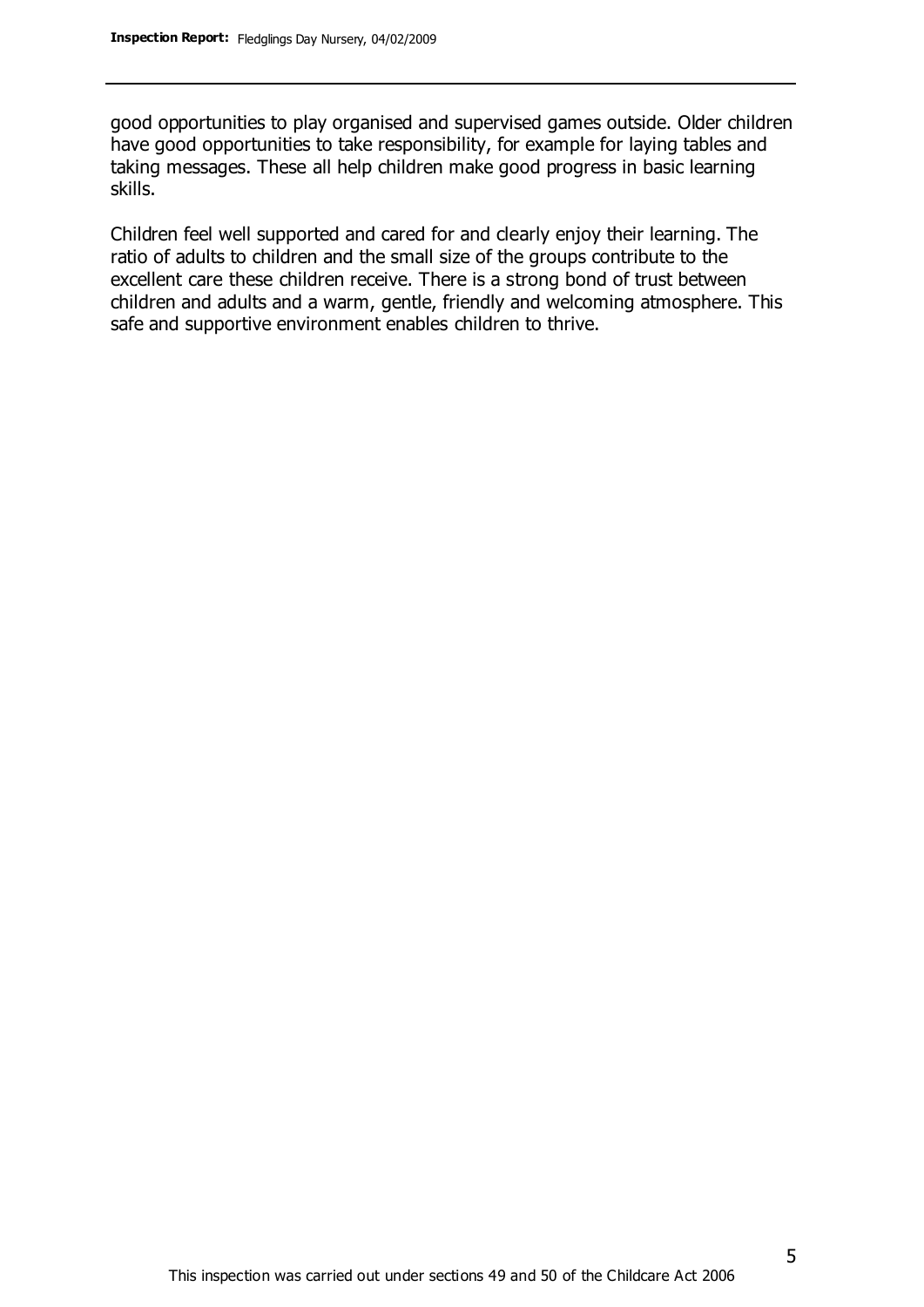good opportunities to play organised and supervised games outside. Older children have good opportunities to take responsibility, for example for laying tables and taking messages. These all help children make good progress in basic learning skills.

Children feel well supported and cared for and clearly enjoy their learning. The ratio of adults to children and the small size of the groups contribute to the excellent care these children receive. There is a strong bond of trust between children and adults and a warm, gentle, friendly and welcoming atmosphere. This safe and supportive environment enables children to thrive.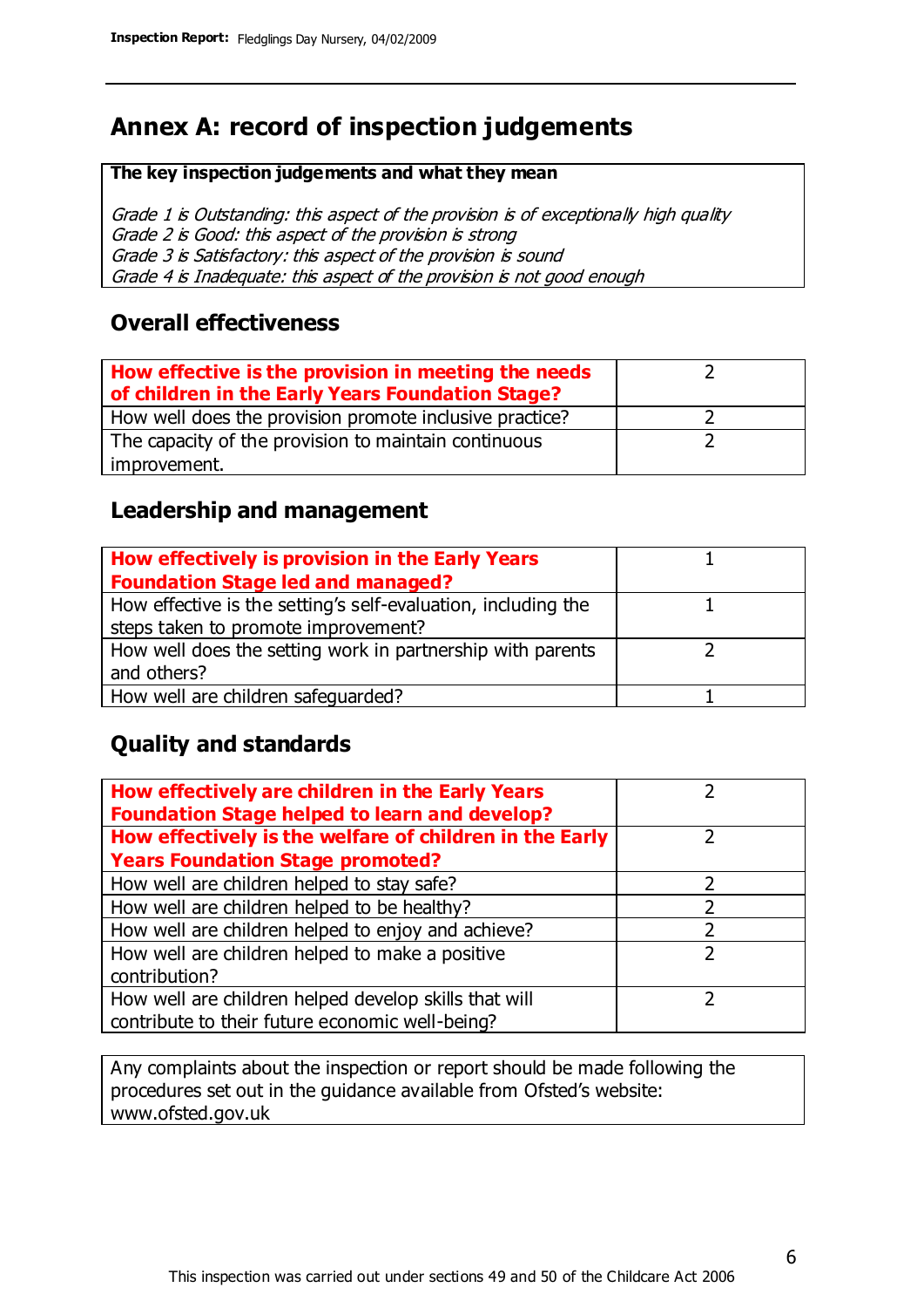# Annex A: record of inspection judgements

**The key inspection judgements and what they mean**

*Grade 1 is Outstanding: this aspect of the provision is of exceptionally high quality*
*Grade 2 is Good: this aspect of the provision is strong*
*Grade 3 is Satisfactory: this aspect of the provision is sound*
*Grade 4 is Inadequate: this aspect of the provision is not good enough*

## Overall effectiveness

| | |
|---|---|
| **How effective is the provision in meeting the needs of children in the Early Years Foundation Stage?** | 2 |
| How well does the provision promote inclusive practice? | 2 |
| The capacity of the provision to maintain continuous improvement. | 2 |

## Leadership and management

| | |
|---|---|
| **How effectively is provision in the Early Years Foundation Stage led and managed?** | 1 |
| How effective is the setting's self-evaluation, including the steps taken to promote improvement? | 1 |
| How well does the setting work in partnership with parents and others? | 2 |
| How well are children safeguarded? | 1 |

## Quality and standards

| | |
|---|---|
| **How effectively are children in the Early Years Foundation Stage helped to learn and develop?** | 2 |
| **How effectively is the welfare of children in the Early Years Foundation Stage promoted?** | 2 |
| How well are children helped to stay safe? | 2 |
| How well are children helped to be healthy? | 2 |
| How well are children helped to enjoy and achieve? | 2 |
| How well are children helped to make a positive contribution? | 2 |
| How well are children helped develop skills that will contribute to their future economic well-being? | 2 |

Any complaints about the inspection or report should be made following the procedures set out in the guidance available from Ofsted's website: www.ofsted.gov.uk

This inspection was carried out under sections 49 and 50 of the Childcare Act 2006